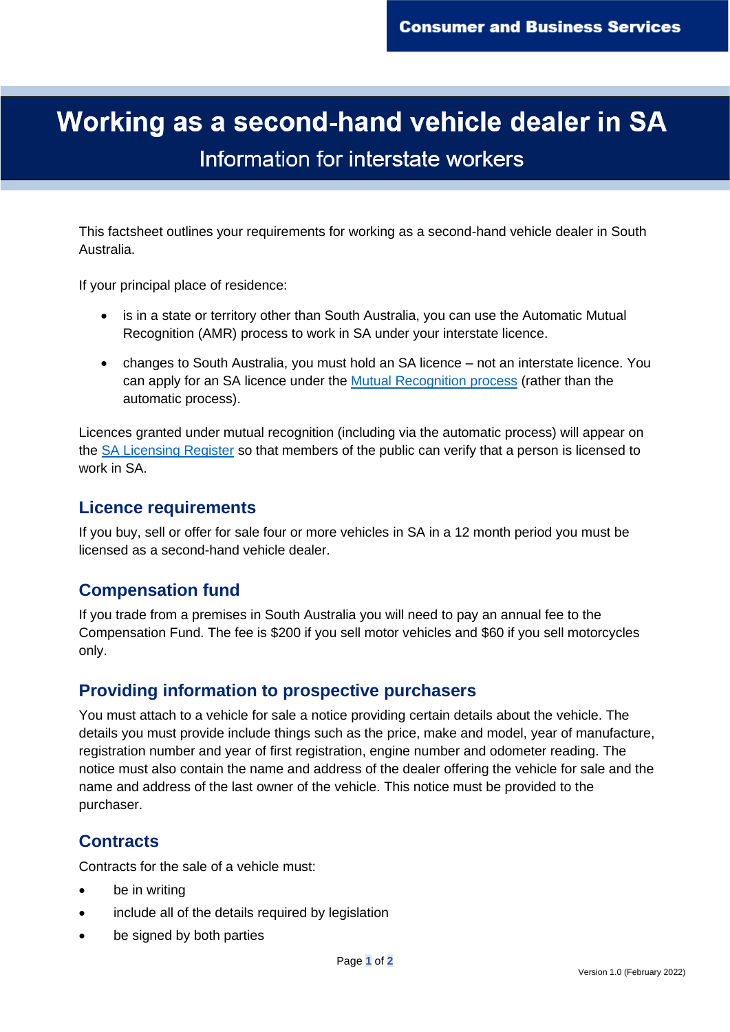Consumer and Business Services

# Working as a second-hand vehicle dealer in SA

## Information for interstate workers

This factsheet outlines your requirements for working as a second-hand vehicle dealer in South Australia.

If your principal place of residence:

- is in a state or territory other than South Australia, you can use the Automatic Mutual Recognition (AMR) process to work in SA under your interstate licence.
- changes to South Australia, you must hold an SA licence – not an interstate licence. You can apply for an SA licence under the Mutual Recognition process (rather than the automatic process).

Licences granted under mutual recognition (including via the automatic process) will appear on the SA Licensing Register so that members of the public can verify that a person is licensed to work in SA.

### Licence requirements

If you buy, sell or offer for sale four or more vehicles in SA in a 12 month period you must be licensed as a second-hand vehicle dealer.

### Compensation fund

If you trade from a premises in South Australia you will need to pay an annual fee to the Compensation Fund. The fee is $200 if you sell motor vehicles and $60 if you sell motorcycles only.

### Providing information to prospective purchasers

You must attach to a vehicle for sale a notice providing certain details about the vehicle. The details you must provide include things such as the price, make and model, year of manufacture, registration number and year of first registration, engine number and odometer reading. The notice must also contain the name and address of the dealer offering the vehicle for sale and the name and address of the last owner of the vehicle. This notice must be provided to the purchaser.

### Contracts

Contracts for the sale of a vehicle must:

- be in writing
- include all of the details required by legislation
- be signed by both parties

Version 1.0 (February 2022)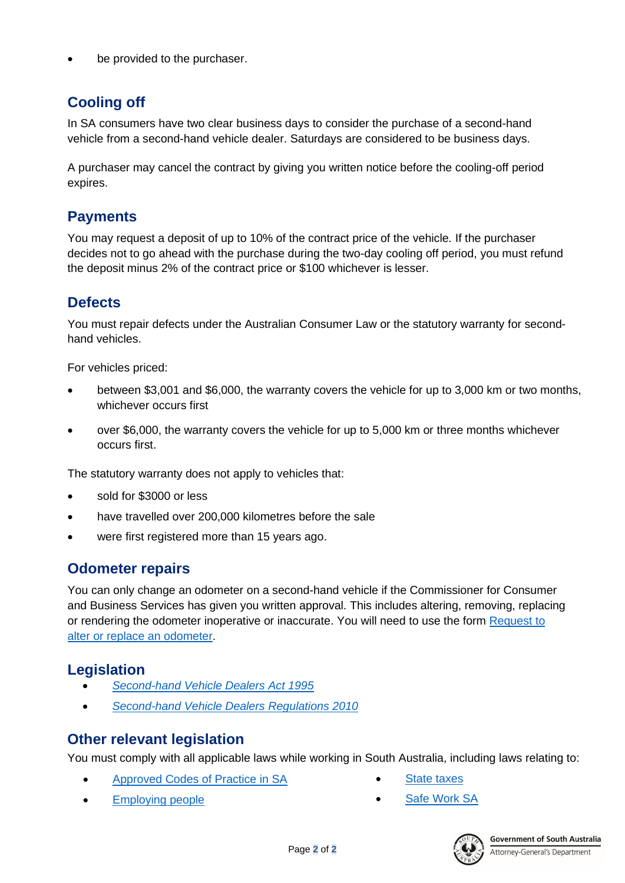- be provided to the purchaser.

## Cooling off

In SA consumers have two clear business days to consider the purchase of a second-hand vehicle from a second-hand vehicle dealer. Saturdays are considered to be business days.

A purchaser may cancel the contract by giving you written notice before the cooling-off period expires.

## Payments

You may request a deposit of up to 10% of the contract price of the vehicle. If the purchaser decides not to go ahead with the purchase during the two-day cooling off period, you must refund the deposit minus 2% of the contract price or $100 whichever is lesser.

## Defects

You must repair defects under the Australian Consumer Law or the statutory warranty for second-hand vehicles.

For vehicles priced:

- between $3,001 and $6,000, the warranty covers the vehicle for up to 3,000 km or two months, whichever occurs first
- over $6,000, the warranty covers the vehicle for up to 5,000 km or three months whichever occurs first.

The statutory warranty does not apply to vehicles that:

- sold for $3000 or less
- have travelled over 200,000 kilometres before the sale
- were first registered more than 15 years ago.

## Odometer repairs

You can only change an odometer on a second-hand vehicle if the Commissioner for Consumer and Business Services has given you written approval. This includes altering, removing, replacing or rendering the odometer inoperative or inaccurate. You will need to use the form Request to alter or replace an odometer.

## Legislation

- *Second-hand Vehicle Dealers Act 1995*
- *Second-hand Vehicle Dealers Regulations 2010*

## Other relevant legislation

You must comply with all applicable laws while working in South Australia, including laws relating to:

- Approved Codes of Practice in SA
- Employing people
- State taxes
- Safe Work SA